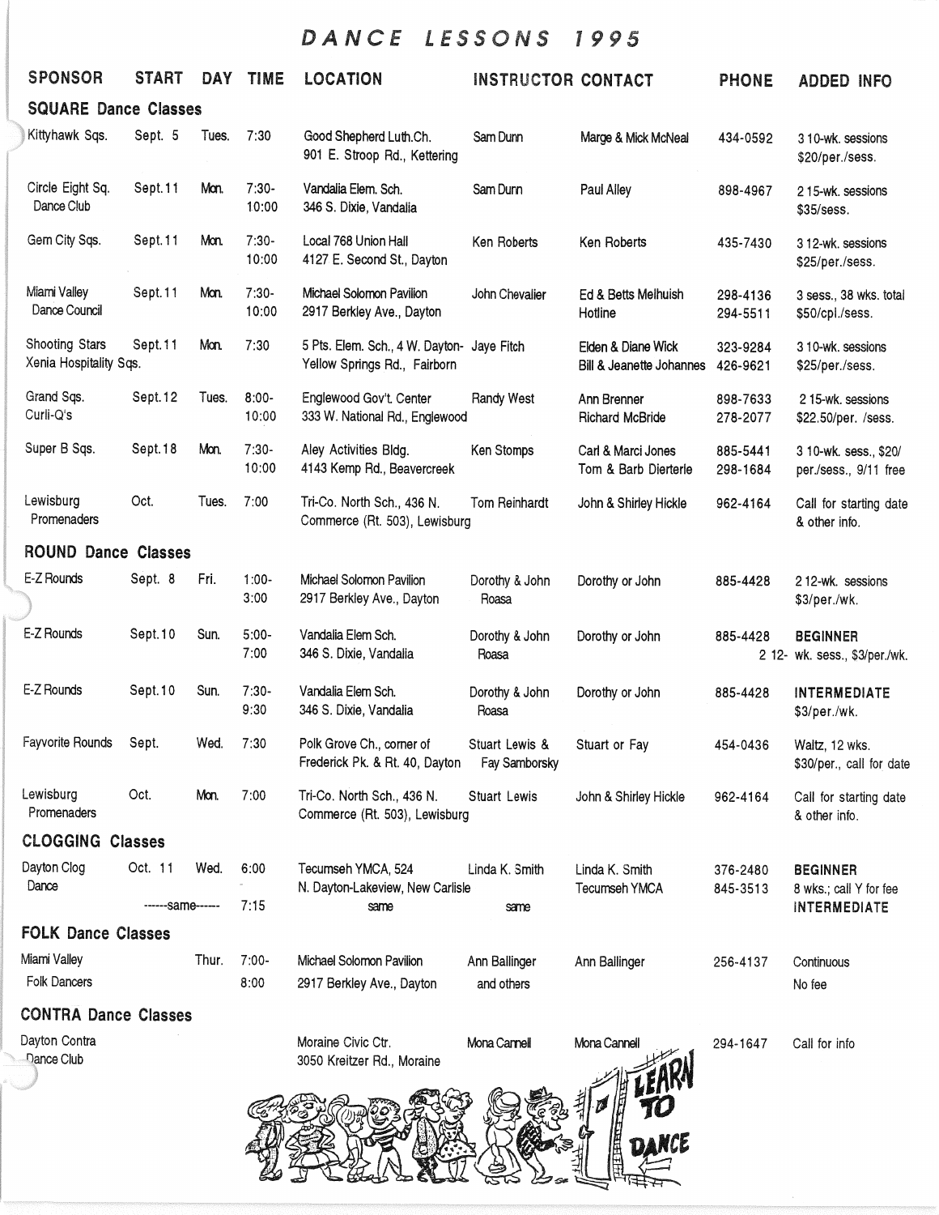# DANCE LESSONS 1995

| SPONSOR | START | DAY | TIME | LOCATION | INSTRUCTOR | CONTACT | PHONE | ADDED INFO |
|---|---|---|---|---|---|---|---|---|
| **SQUARE Dance Classes** | | | | | | | | |
| Kittyhawk Sqs. | Sept. 5 | Tues. | 7:30 | Good Shepherd Luth.Ch. 901 E. Stroop Rd., Kettering | Sam Dunn | Marge & Mick McNeal | 434-0592 | 3 10-wk. sessions $20/per./sess. |
| Circle Eight Sq. Dance Club | Sept.11 | Mon. | 7:30-10:00 | Vandalia Elem. Sch. 346 S. Dixie, Vandalia | Sam Dunn | Paul Alley | 898-4967 | 2 15-wk. sessions $35/sess. |
| Gem City Sqs. | Sept.11 | Mon. | 7:30-10:00 | Local 768 Union Hall 4127 E. Second St., Dayton | Ken Roberts | Ken Roberts | 435-7430 | 3 12-wk. sessions $25/per./sess. |
| Miami Valley Dance Council | Sept.11 | Mon. | 7:30-10:00 | Michael Solomon Pavilion 2917 Berkley Ave., Dayton | John Chevalier | Ed & Betts Melhuish Hotline | 298-4136 294-5511 | 3 sess., 38 wks. total $50/cpl./sess. |
| Shooting Stars Xenia Hospitality Sqs. | Sept.11 | Mon. | 7:30 | 5 Pts. Elem. Sch., 4 W. Dayton-Yellow Springs Rd., Fairborn | Jaye Fitch | Elden & Diane Wick Bill & Jeanette Johannes | 323-9284 426-9621 | 3 10-wk. sessions $25/per./sess. |
| Grand Sqs. Curli-Q's | Sept.12 | Tues. | 8:00-10:00 | Englewood Gov't. Center 333 W. National Rd., Englewood | Randy West | Ann Brenner Richard McBride | 898-7633 278-2077 | 2 15-wk. sessions $22.50/per. /sess. |
| Super B Sqs. | Sept.18 | Mon. | 7:30-10:00 | Aley Activities Bldg. 4143 Kemp Rd., Beavercreek | Ken Stomps | Carl & Marci Jones Tom & Barb Dierterle | 885-5441 298-1684 | 3 10-wk. sess., $20/ per./sess., 9/11 free |
| Lewisburg Promenaders | Oct. | Tues. | 7:00 | Tri-Co. North Sch., 436 N. Commerce (Rt. 503), Lewisburg | Tom Reinhardt | John & Shirley Hickle | 962-4164 | Call for starting date & other info. |
| **ROUND Dance Classes** | | | | | | | | |
| E-Z Rounds | Sept. 8 | Fri. | 1:00-3:00 | Michael Solomon Pavilion 2917 Berkley Ave., Dayton | Dorothy & John Roasa | Dorothy or John | 885-4428 | 2 12-wk. sessions $3/per./wk. |
| E-Z Rounds | Sept.10 | Sun. | 5:00-7:00 | Vandalia Elem Sch. 346 S. Dixie, Vandalia | Dorothy & John Roasa | Dorothy or John | 885-4428 | **BEGINNER** 2 12-wk. sess., $3/per./wk. |
| E-Z Rounds | Sept.10 | Sun. | 7:30-9:30 | Vandalia Elem Sch. 346 S. Dixie, Vandalia | Dorothy & John Roasa | Dorothy or John | 885-4428 | **INTERMEDIATE** $3/per./wk. |
| Fayvorite Rounds | Sept. | Wed. | 7:30 | Polk Grove Ch., corner of Frederick Pk. & Rt. 40, Dayton | Stuart Lewis & Fay Samborsky | Stuart or Fay | 454-0436 | Waltz, 12 wks. $30/per., call for date |
| Lewisburg Promenaders | Oct. | Mon. | 7:00 | Tri-Co. North Sch., 436 N. Commerce (Rt. 503), Lewisburg | Stuart Lewis | John & Shirley Hickle | 962-4164 | Call for starting date & other info. |
| **CLOGGING Classes** | | | | | | | | |
| Dayton Clog Dance | Oct. 11 | Wed. | 6:00 | Tecumseh YMCA, 524 N. Dayton-Lakeview, New Carlisle | Linda K. Smith | Linda K. Smith Tecumseh YMCA | 376-2480 845-3513 | **BEGINNER** 8 wks.; call Y for fee |
| ------same------ | | | 7:15 | same | same | | | **INTERMEDIATE** |
| **FOLK Dance Classes** | | | | | | | | |
| Miami Valley Folk Dancers | | Thur. | 7:00-8:00 | Michael Solomon Pavilion 2917 Berkley Ave., Dayton | Ann Ballinger and others | Ann Ballinger | 256-4137 | Continuous No fee |
| **CONTRA Dance Classes** | | | | | | | | |
| Dayton Contra Dance Club | | | | Moraine Civic Ctr. 3050 Kreitzer Rd., Moraine | Mona Cannell | Mona Cannell | 294-1647 | Call for info |

LEARN TO DANCE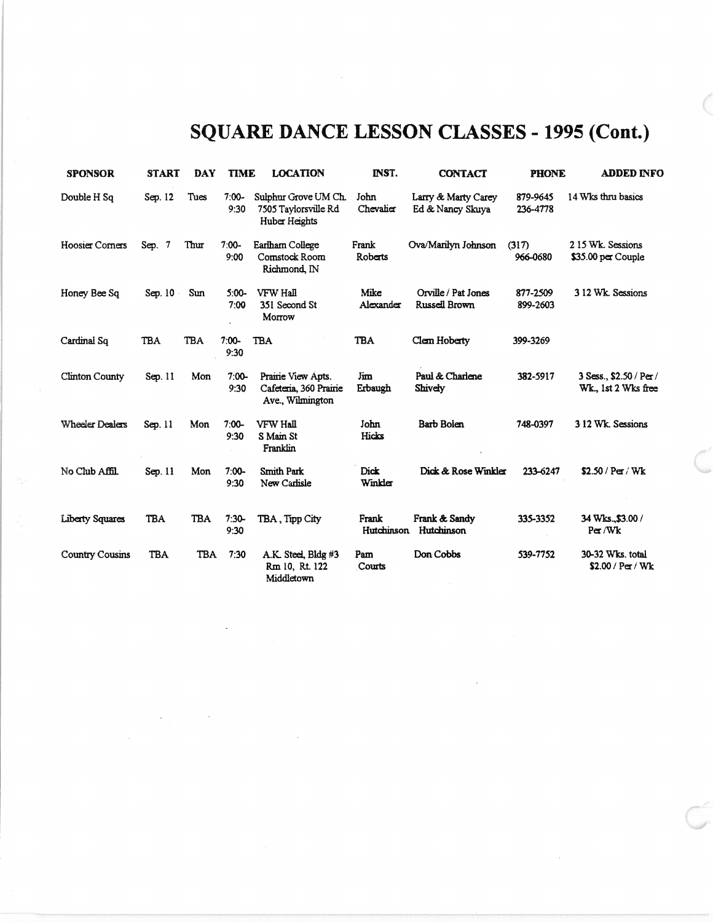# SQUARE DANCE LESSON CLASSES - 1995 (Cont.)

| SPONSOR | START | DAY | TIME | LOCATION | INST. | CONTACT | PHONE | ADDED INFO |
|---|---|---|---|---|---|---|---|---|
| Double H Sq | Sep. 12 | Tues | 7:00-9:30 | Sulphur Grove UM Ch. 7505 Taylorsville Rd Huber Heights | John Chevalier | Larry & Marty Carey Ed & Nancy Skuya | 879-9645 236-4778 | 14 Wks thru basics |
| Hoosier Corners | Sep. 7 | Thur | 7:00-9:00 | Earlham College Comstock Room Richmond, IN | Frank Roberts | Ova/Marilyn Johnson | (317) 966-0680 | 2 15 Wk. Sessions $35.00 per Couple |
| Honey Bee Sq | Sep. 10 | Sun | 5:00-7:00 | VFW Hall 351 Second St Morrow | Mike Alexander | Orville / Pat Jones Russell Brown | 877-2509 899-2603 | 3 12 Wk. Sessions |
| Cardinal Sq | TBA | TBA | 7:00-9:30 | TBA | TBA | Clem Hoberty | 399-3269 | |
| Clinton County | Sep. 11 | Mon | 7:00-9:30 | Prairie View Apts. Cafeteria, 360 Prairie Ave., Wilmington | Jim Erbaugh | Paul & Charlene Shively | 382-5917 | 3 Sess., $2.50 / Per / Wk., 1st 2 Wks free |
| Wheeler Dealers | Sep. 11 | Mon | 7:00-9:30 | VFW Hall S Main St Franklin | John Hicks | Barb Bolen | 748-0397 | 3 12 Wk. Sessions |
| No Club Affil. | Sep. 11 | Mon | 7:00-9:30 | Smith Park New Carlisle | Dick Winkler | Dick & Rose Winkler | 233-6247 | $2.50 / Per / Wk |
| Liberty Squares | TBA | TBA | 7:30-9:30 | TBA, Tipp City | Frank Hutchinson | Frank & Sandy Hutchinson | 335-3352 | 34 Wks.,$3.00 / Per /Wk |
| Country Cousins | TBA | TBA | 7:30 | A.K. Steel, Bldg #3 Rm 10, Rt. 122 Middletown | Pam Courts | Don Cobbs | 539-7752 | 30-32 Wks. total $2.00 / Per / Wk |